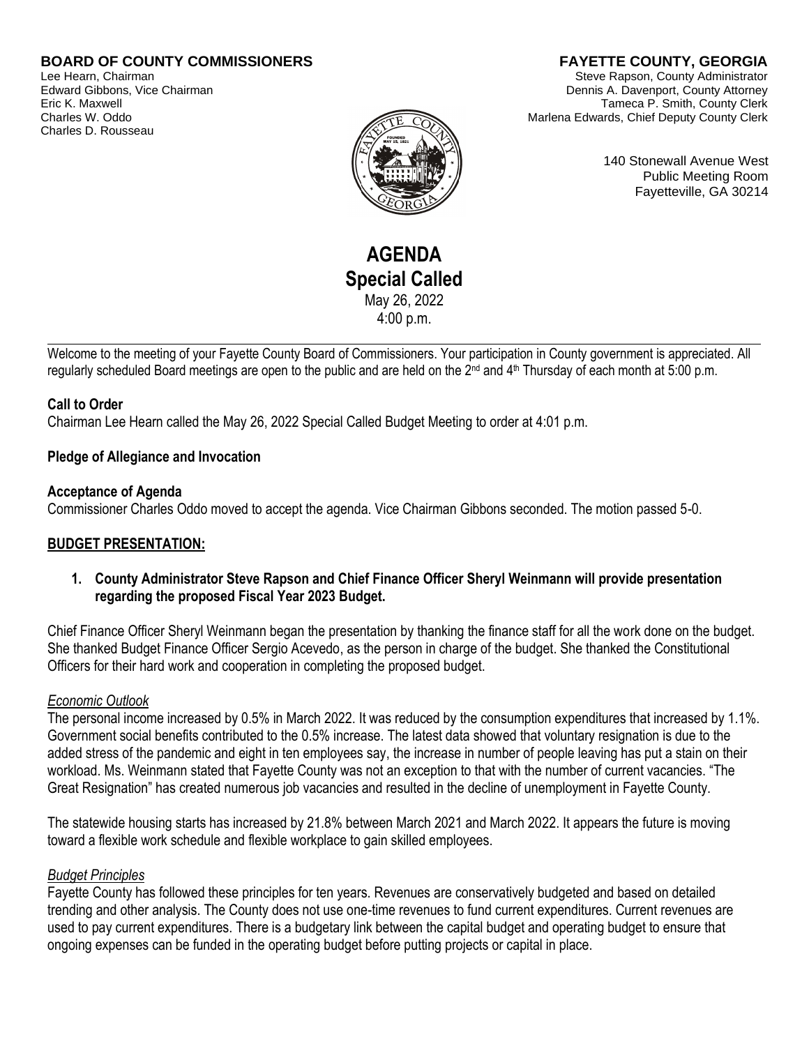**BOARD OF COUNTY COMMISSIONERS**
Lee Hearn, Chairman
Edward Gibbons, Vice Chairman
Eric K. Maxwell
Charles W. Oddo
Charles D. Rousseau

**FAYETTE COUNTY, GEORGIA**
Steve Rapson, County Administrator
Dennis A. Davenport, County Attorney
Tameca P. Smith, County Clerk
Marlena Edwards, Chief Deputy County Clerk

140 Stonewall Avenue West
Public Meeting Room
Fayetteville, GA 30214

# AGENDA
## Special Called
May 26, 2022
4:00 p.m.

---

Welcome to the meeting of your Fayette County Board of Commissioners. Your participation in County government is appreciated. All regularly scheduled Board meetings are open to the public and are held on the 2nd and 4th Thursday of each month at 5:00 p.m.

**Call to Order**
Chairman Lee Hearn called the May 26, 2022 Special Called Budget Meeting to order at 4:01 p.m.

**Pledge of Allegiance and Invocation**

**Acceptance of Agenda**
Commissioner Charles Oddo moved to accept the agenda. Vice Chairman Gibbons seconded. The motion passed 5-0.

**BUDGET PRESENTATION:**

1. **County Administrator Steve Rapson and Chief Finance Officer Sheryl Weinmann will provide presentation regarding the proposed Fiscal Year 2023 Budget.**

Chief Finance Officer Sheryl Weinmann began the presentation by thanking the finance staff for all the work done on the budget. She thanked Budget Finance Officer Sergio Acevedo, as the person in charge of the budget. She thanked the Constitutional Officers for their hard work and cooperation in completing the proposed budget.

*Economic Outlook*
The personal income increased by 0.5% in March 2022. It was reduced by the consumption expenditures that increased by 1.1%. Government social benefits contributed to the 0.5% increase. The latest data showed that voluntary resignation is due to the added stress of the pandemic and eight in ten employees say, the increase in number of people leaving has put a stain on their workload. Ms. Weinmann stated that Fayette County was not an exception to that with the number of current vacancies. "The Great Resignation" has created numerous job vacancies and resulted in the decline of unemployment in Fayette County.

The statewide housing starts has increased by 21.8% between March 2021 and March 2022. It appears the future is moving toward a flexible work schedule and flexible workplace to gain skilled employees.

*Budget Principles*
Fayette County has followed these principles for ten years. Revenues are conservatively budgeted and based on detailed trending and other analysis. The County does not use one-time revenues to fund current expenditures. Current revenues are used to pay current expenditures. There is a budgetary link between the capital budget and operating budget to ensure that ongoing expenses can be funded in the operating budget before putting projects or capital in place.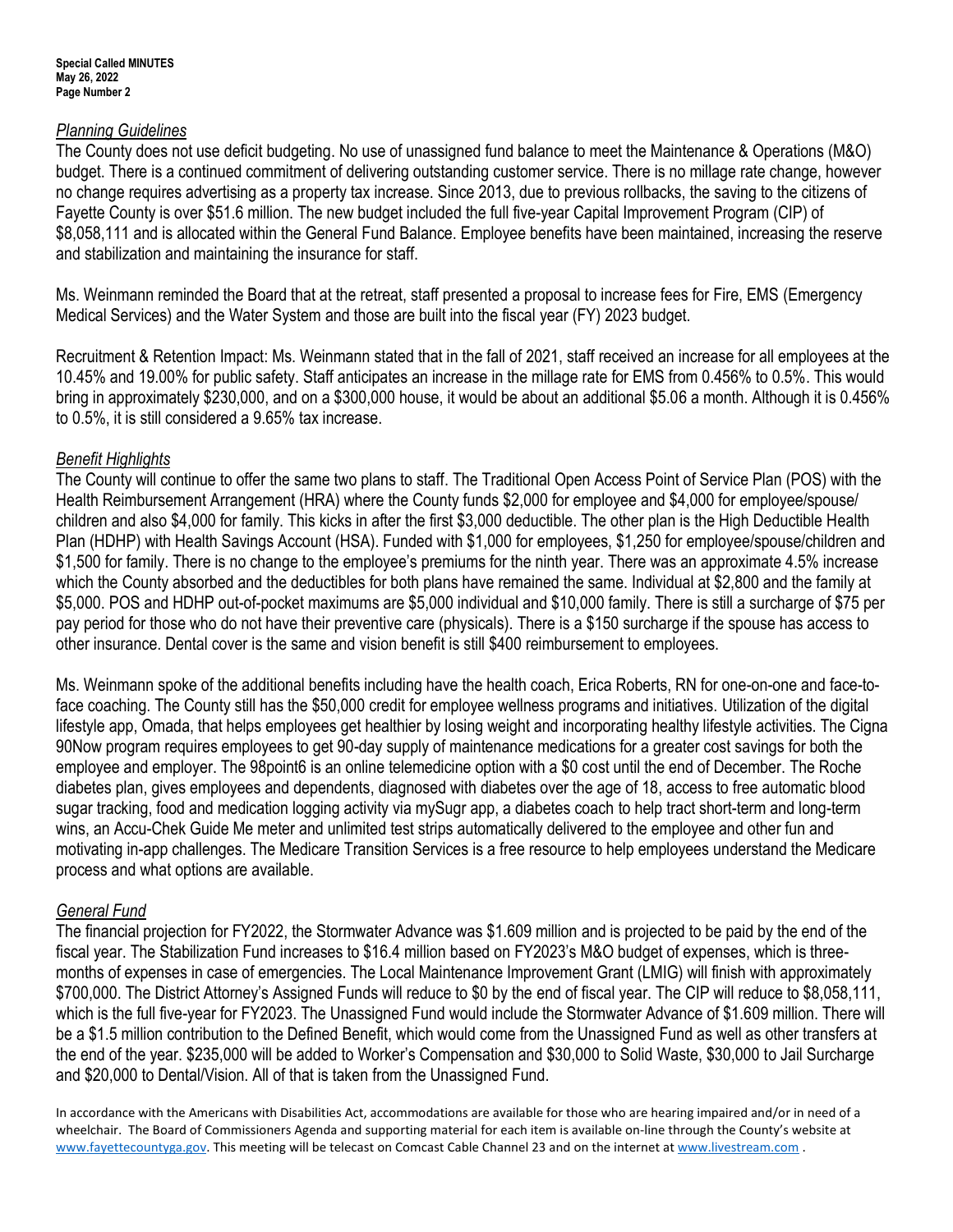*Planning Guidelines*

The County does not use deficit budgeting. No use of unassigned fund balance to meet the Maintenance & Operations (M&O) budget. There is a continued commitment of delivering outstanding customer service. There is no millage rate change, however no change requires advertising as a property tax increase. Since 2013, due to previous rollbacks, the saving to the citizens of Fayette County is over $51.6 million. The new budget included the full five-year Capital Improvement Program (CIP) of $8,058,111 and is allocated within the General Fund Balance. Employee benefits have been maintained, increasing the reserve and stabilization and maintaining the insurance for staff.

Ms. Weinmann reminded the Board that at the retreat, staff presented a proposal to increase fees for Fire, EMS (Emergency Medical Services) and the Water System and those are built into the fiscal year (FY) 2023 budget.

Recruitment & Retention Impact: Ms. Weinmann stated that in the fall of 2021, staff received an increase for all employees at the 10.45% and 19.00% for public safety. Staff anticipates an increase in the millage rate for EMS from 0.456% to 0.5%. This would bring in approximately $230,000, and on a $300,000 house, it would be about an additional $5.06 a month. Although it is 0.456% to 0.5%, it is still considered a 9.65% tax increase.

*Benefit Highlights*

The County will continue to offer the same two plans to staff. The Traditional Open Access Point of Service Plan (POS) with the Health Reimbursement Arrangement (HRA) where the County funds $2,000 for employee and $4,000 for employee/spouse/ children and also $4,000 for family. This kicks in after the first $3,000 deductible. The other plan is the High Deductible Health Plan (HDHP) with Health Savings Account (HSA). Funded with $1,000 for employees, $1,250 for employee/spouse/children and $1,500 for family. There is no change to the employee's premiums for the ninth year. There was an approximate 4.5% increase which the County absorbed and the deductibles for both plans have remained the same. Individual at $2,800 and the family at $5,000. POS and HDHP out-of-pocket maximums are $5,000 individual and $10,000 family. There is still a surcharge of $75 per pay period for those who do not have their preventive care (physicals). There is a $150 surcharge if the spouse has access to other insurance. Dental cover is the same and vision benefit is still $400 reimbursement to employees.

Ms. Weinmann spoke of the additional benefits including have the health coach, Erica Roberts, RN for one-on-one and face-to-face coaching. The County still has the $50,000 credit for employee wellness programs and initiatives. Utilization of the digital lifestyle app, Omada, that helps employees get healthier by losing weight and incorporating healthy lifestyle activities. The Cigna 90Now program requires employees to get 90-day supply of maintenance medications for a greater cost savings for both the employee and employer. The 98point6 is an online telemedicine option with a $0 cost until the end of December. The Roche diabetes plan, gives employees and dependents, diagnosed with diabetes over the age of 18, access to free automatic blood sugar tracking, food and medication logging activity via mySugr app, a diabetes coach to help tract short-term and long-term wins, an Accu-Chek Guide Me meter and unlimited test strips automatically delivered to the employee and other fun and motivating in-app challenges. The Medicare Transition Services is a free resource to help employees understand the Medicare process and what options are available.

*General Fund*

The financial projection for FY2022, the Stormwater Advance was $1.609 million and is projected to be paid by the end of the fiscal year. The Stabilization Fund increases to $16.4 million based on FY2023's M&O budget of expenses, which is three-months of expenses in case of emergencies. The Local Maintenance Improvement Grant (LMIG) will finish with approximately $700,000. The District Attorney's Assigned Funds will reduce to $0 by the end of fiscal year. The CIP will reduce to $8,058,111, which is the full five-year for FY2023. The Unassigned Fund would include the Stormwater Advance of $1.609 million. There will be a $1.5 million contribution to the Defined Benefit, which would come from the Unassigned Fund as well as other transfers at the end of the year. $235,000 will be added to Worker's Compensation and $30,000 to Solid Waste, $30,000 to Jail Surcharge and $20,000 to Dental/Vision. All of that is taken from the Unassigned Fund.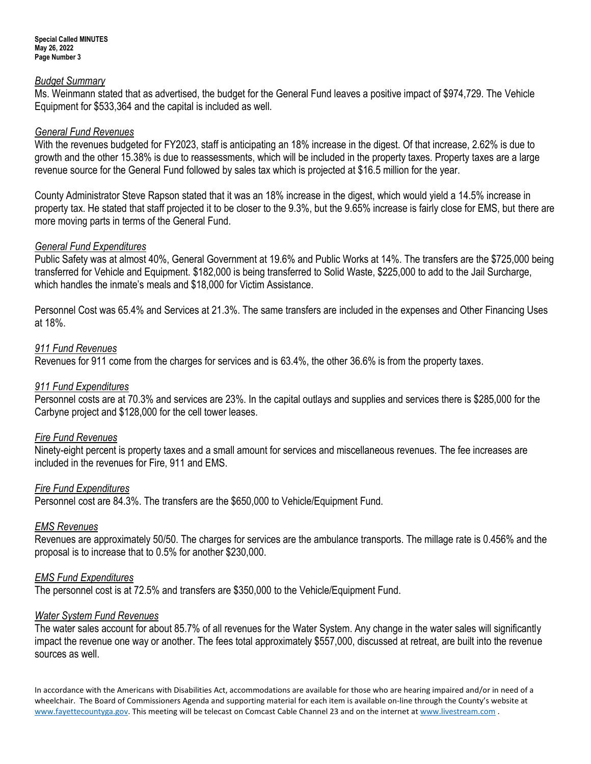*Budget Summary*

Ms. Weinmann stated that as advertised, the budget for the General Fund leaves a positive impact of $974,729. The Vehicle Equipment for $533,364 and the capital is included as well.

*General Fund Revenues*

With the revenues budgeted for FY2023, staff is anticipating an 18% increase in the digest. Of that increase, 2.62% is due to growth and the other 15.38% is due to reassessments, which will be included in the property taxes. Property taxes are a large revenue source for the General Fund followed by sales tax which is projected at $16.5 million for the year.

County Administrator Steve Rapson stated that it was an 18% increase in the digest, which would yield a 14.5% increase in property tax. He stated that staff projected it to be closer to the 9.3%, but the 9.65% increase is fairly close for EMS, but there are more moving parts in terms of the General Fund.

*General Fund Expenditures*

Public Safety was at almost 40%, General Government at 19.6% and Public Works at 14%. The transfers are the $725,000 being transferred for Vehicle and Equipment. $182,000 is being transferred to Solid Waste, $225,000 to add to the Jail Surcharge, which handles the inmate's meals and $18,000 for Victim Assistance.

Personnel Cost was 65.4% and Services at 21.3%. The same transfers are included in the expenses and Other Financing Uses at 18%.

*911 Fund Revenues*

Revenues for 911 come from the charges for services and is 63.4%, the other 36.6% is from the property taxes.

*911 Fund Expenditures*

Personnel costs are at 70.3% and services are 23%. In the capital outlays and supplies and services there is $285,000 for the Carbyne project and $128,000 for the cell tower leases.

*Fire Fund Revenues*

Ninety-eight percent is property taxes and a small amount for services and miscellaneous revenues. The fee increases are included in the revenues for Fire, 911 and EMS.

*Fire Fund Expenditures*

Personnel cost are 84.3%. The transfers are the $650,000 to Vehicle/Equipment Fund.

*EMS Revenues*

Revenues are approximately 50/50. The charges for services are the ambulance transports. The millage rate is 0.456% and the proposal is to increase that to 0.5% for another $230,000.

*EMS Fund Expenditures*

The personnel cost is at 72.5% and transfers are $350,000 to the Vehicle/Equipment Fund.

*Water System Fund Revenues*

The water sales account for about 85.7% of all revenues for the Water System. Any change in the water sales will significantly impact the revenue one way or another. The fees total approximately $557,000, discussed at retreat, are built into the revenue sources as well.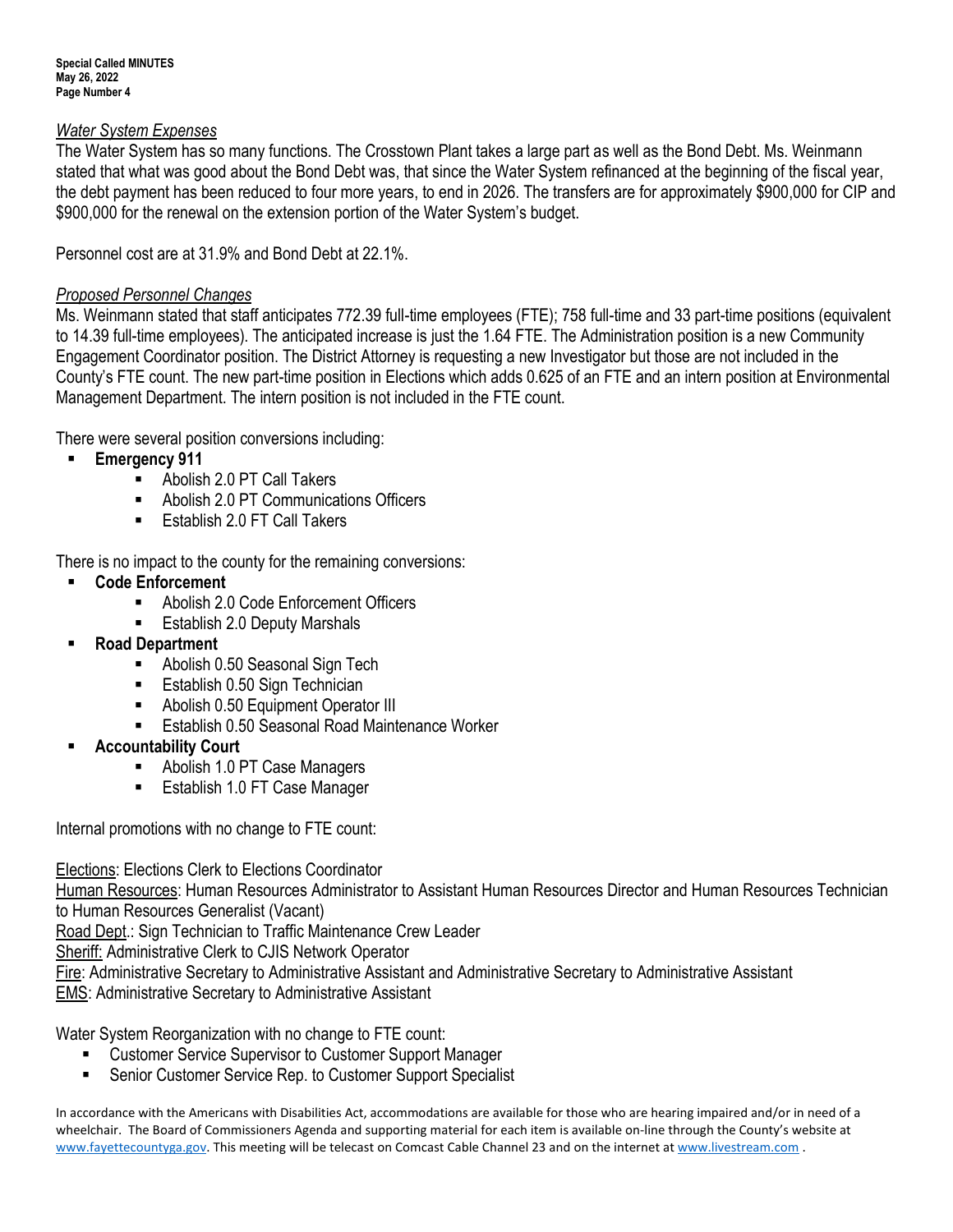*Water System Expenses*

The Water System has so many functions. The Crosstown Plant takes a large part as well as the Bond Debt. Ms. Weinmann stated that what was good about the Bond Debt was, that since the Water System refinanced at the beginning of the fiscal year, the debt payment has been reduced to four more years, to end in 2026. The transfers are for approximately $900,000 for CIP and $900,000 for the renewal on the extension portion of the Water System's budget.

Personnel cost are at 31.9% and Bond Debt at 22.1%.

*Proposed Personnel Changes*

Ms. Weinmann stated that staff anticipates 772.39 full-time employees (FTE); 758 full-time and 33 part-time positions (equivalent to 14.39 full-time employees). The anticipated increase is just the 1.64 FTE. The Administration position is a new Community Engagement Coordinator position. The District Attorney is requesting a new Investigator but those are not included in the County's FTE count. The new part-time position in Elections which adds 0.625 of an FTE and an intern position at Environmental Management Department. The intern position is not included in the FTE count.

There were several position conversions including:

- **Emergency 911**
    - Abolish 2.0 PT Call Takers
    - Abolish 2.0 PT Communications Officers
    - Establish 2.0 FT Call Takers

There is no impact to the county for the remaining conversions:

- **Code Enforcement**
    - Abolish 2.0 Code Enforcement Officers
    - Establish 2.0 Deputy Marshals
- **Road Department**
    - Abolish 0.50 Seasonal Sign Tech
    - Establish 0.50 Sign Technician
    - Abolish 0.50 Equipment Operator III
    - Establish 0.50 Seasonal Road Maintenance Worker
- **Accountability Court**
    - Abolish 1.0 PT Case Managers
    - Establish 1.0 FT Case Manager

Internal promotions with no change to FTE count:

Elections: Elections Clerk to Elections Coordinator
Human Resources: Human Resources Administrator to Assistant Human Resources Director and Human Resources Technician to Human Resources Generalist (Vacant)
Road Dept.: Sign Technician to Traffic Maintenance Crew Leader
Sheriff: Administrative Clerk to CJIS Network Operator
Fire: Administrative Secretary to Administrative Assistant and Administrative Secretary to Administrative Assistant
EMS: Administrative Secretary to Administrative Assistant

Water System Reorganization with no change to FTE count:

- Customer Service Supervisor to Customer Support Manager
- Senior Customer Service Rep. to Customer Support Specialist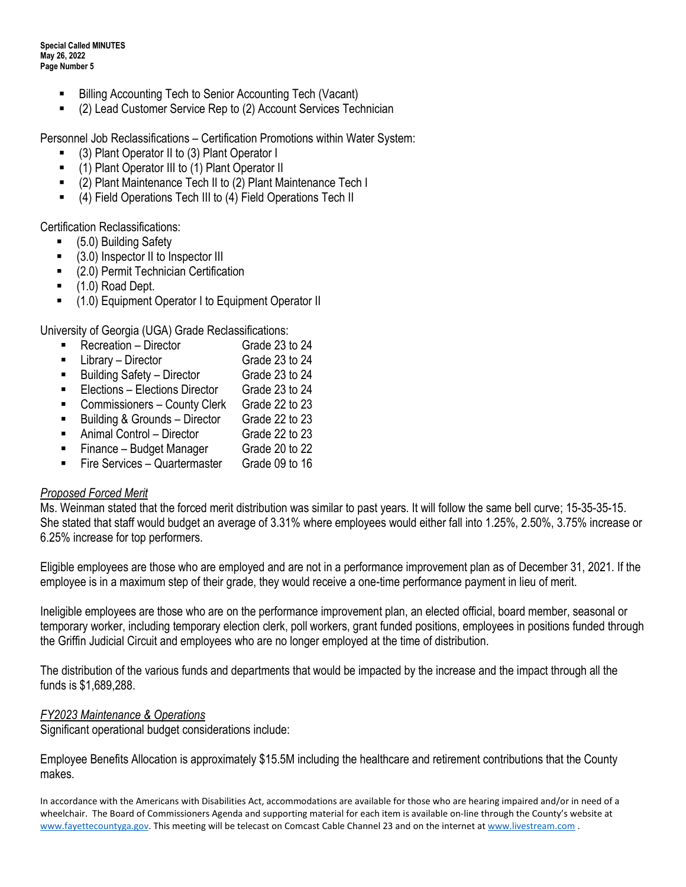- Billing Accounting Tech to Senior Accounting Tech (Vacant)
- (2) Lead Customer Service Rep to (2) Account Services Technician

Personnel Job Reclassifications – Certification Promotions within Water System:

- (3) Plant Operator II to (3) Plant Operator I
- (1) Plant Operator III to (1) Plant Operator II
- (2) Plant Maintenance Tech II to (2) Plant Maintenance Tech I
- (4) Field Operations Tech III to (4) Field Operations Tech II

Certification Reclassifications:

- (5.0) Building Safety
- (3.0) Inspector II to Inspector III
- (2.0) Permit Technician Certification
- (1.0) Road Dept.
- (1.0) Equipment Operator I to Equipment Operator II

University of Georgia (UGA) Grade Reclassifications:

- Recreation – Director Grade 23 to 24
- Library – Director Grade 23 to 24
- Building Safety – Director Grade 23 to 24
- Elections – Elections Director Grade 23 to 24
- Commissioners – County Clerk Grade 22 to 23
- Building & Grounds – Director Grade 22 to 23
- Animal Control – Director Grade 22 to 23
- Finance – Budget Manager Grade 20 to 22
- Fire Services – Quartermaster Grade 09 to 16

*Proposed Forced Merit*

Ms. Weinman stated that the forced merit distribution was similar to past years. It will follow the same bell curve; 15-35-35-15. She stated that staff would budget an average of 3.31% where employees would either fall into 1.25%, 2.50%, 3.75% increase or 6.25% increase for top performers.

Eligible employees are those who are employed and are not in a performance improvement plan as of December 31, 2021. If the employee is in a maximum step of their grade, they would receive a one-time performance payment in lieu of merit.

Ineligible employees are those who are on the performance improvement plan, an elected official, board member, seasonal or temporary worker, including temporary election clerk, poll workers, grant funded positions, employees in positions funded through the Griffin Judicial Circuit and employees who are no longer employed at the time of distribution.

The distribution of the various funds and departments that would be impacted by the increase and the impact through all the funds is $1,689,288.

*FY2023 Maintenance & Operations*

Significant operational budget considerations include:

Employee Benefits Allocation is approximately $15.5M including the healthcare and retirement contributions that the County makes.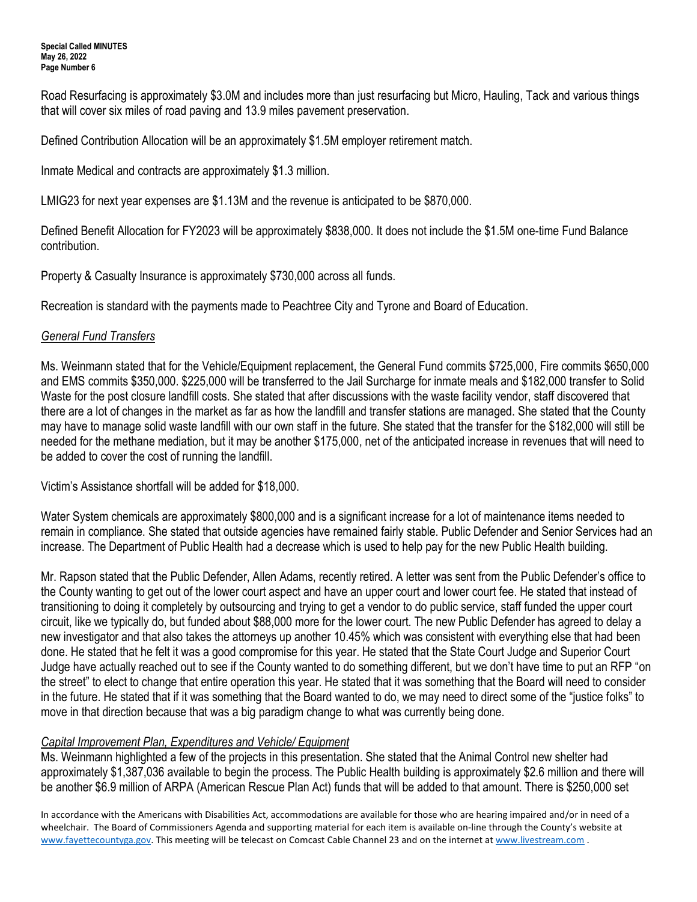Road Resurfacing is approximately $3.0M and includes more than just resurfacing but Micro, Hauling, Tack and various things that will cover six miles of road paving and 13.9 miles pavement preservation.

Defined Contribution Allocation will be an approximately $1.5M employer retirement match.

Inmate Medical and contracts are approximately $1.3 million.

LMIG23 for next year expenses are $1.13M and the revenue is anticipated to be $870,000.

Defined Benefit Allocation for FY2023 will be approximately $838,000. It does not include the $1.5M one-time Fund Balance contribution.

Property & Casualty Insurance is approximately $730,000 across all funds.

Recreation is standard with the payments made to Peachtree City and Tyrone and Board of Education.

*General Fund Transfers*

Ms. Weinmann stated that for the Vehicle/Equipment replacement, the General Fund commits $725,000, Fire commits $650,000 and EMS commits $350,000. $225,000 will be transferred to the Jail Surcharge for inmate meals and $182,000 transfer to Solid Waste for the post closure landfill costs. She stated that after discussions with the waste facility vendor, staff discovered that there are a lot of changes in the market as far as how the landfill and transfer stations are managed. She stated that the County may have to manage solid waste landfill with our own staff in the future. She stated that the transfer for the $182,000 will still be needed for the methane mediation, but it may be another $175,000, net of the anticipated increase in revenues that will need to be added to cover the cost of running the landfill.

Victim's Assistance shortfall will be added for $18,000.

Water System chemicals are approximately $800,000 and is a significant increase for a lot of maintenance items needed to remain in compliance. She stated that outside agencies have remained fairly stable. Public Defender and Senior Services had an increase. The Department of Public Health had a decrease which is used to help pay for the new Public Health building.

Mr. Rapson stated that the Public Defender, Allen Adams, recently retired. A letter was sent from the Public Defender's office to the County wanting to get out of the lower court aspect and have an upper court and lower court fee. He stated that instead of transitioning to doing it completely by outsourcing and trying to get a vendor to do public service, staff funded the upper court circuit, like we typically do, but funded about $88,000 more for the lower court. The new Public Defender has agreed to delay a new investigator and that also takes the attorneys up another 10.45% which was consistent with everything else that had been done. He stated that he felt it was a good compromise for this year. He stated that the State Court Judge and Superior Court Judge have actually reached out to see if the County wanted to do something different, but we don't have time to put an RFP "on the street" to elect to change that entire operation this year. He stated that it was something that the Board will need to consider in the future. He stated that if it was something that the Board wanted to do, we may need to direct some of the "justice folks" to move in that direction because that was a big paradigm change to what was currently being done.

*Capital Improvement Plan, Expenditures and Vehicle/ Equipment*

Ms. Weinmann highlighted a few of the projects in this presentation. She stated that the Animal Control new shelter had approximately $1,387,036 available to begin the process. The Public Health building is approximately $2.6 million and there will be another $6.9 million of ARPA (American Rescue Plan Act) funds that will be added to that amount. There is $250,000 set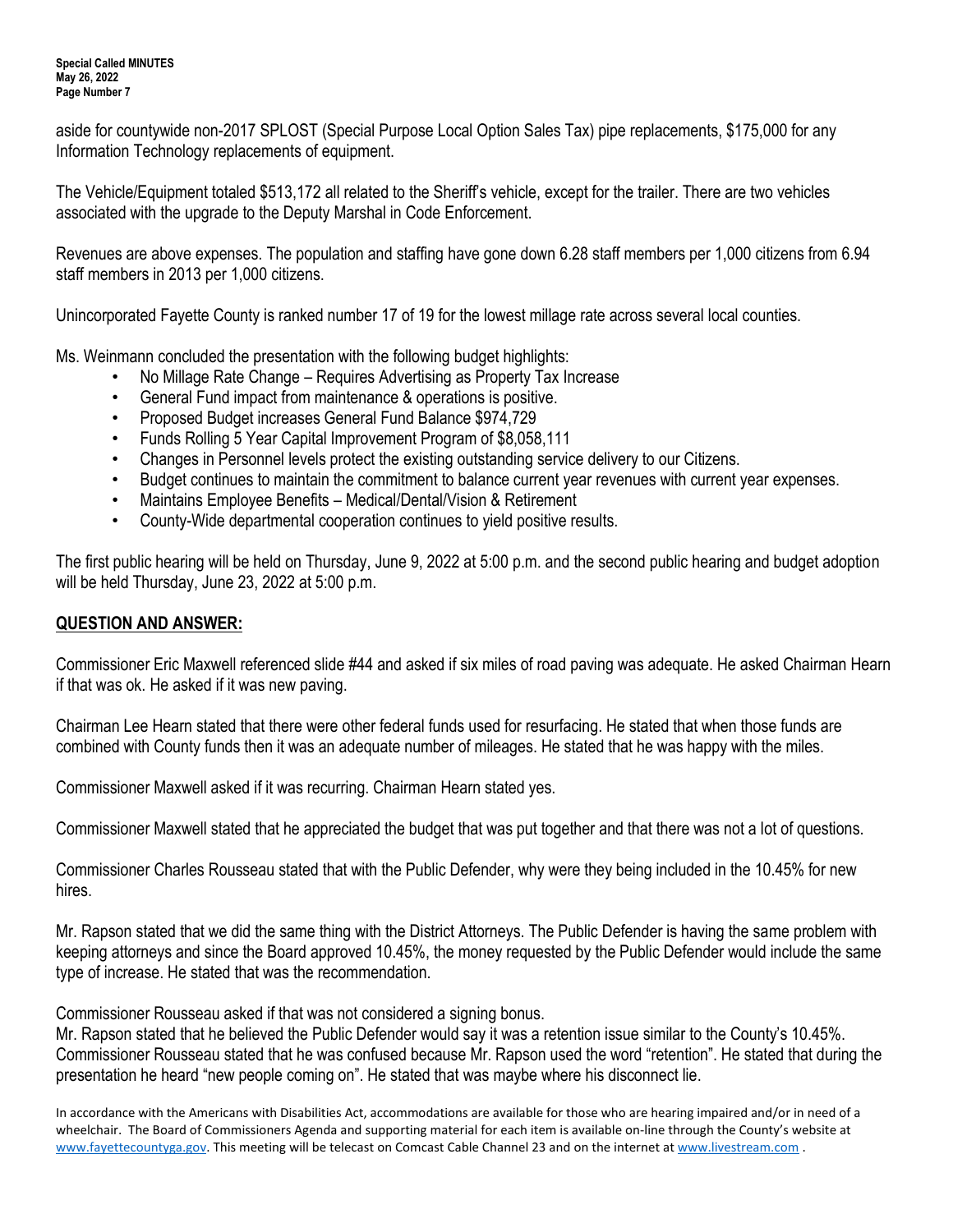aside for countywide non-2017 SPLOST (Special Purpose Local Option Sales Tax) pipe replacements, $175,000 for any Information Technology replacements of equipment.

The Vehicle/Equipment totaled $513,172 all related to the Sheriff's vehicle, except for the trailer. There are two vehicles associated with the upgrade to the Deputy Marshal in Code Enforcement.

Revenues are above expenses. The population and staffing have gone down 6.28 staff members per 1,000 citizens from 6.94 staff members in 2013 per 1,000 citizens.

Unincorporated Fayette County is ranked number 17 of 19 for the lowest millage rate across several local counties.

Ms. Weinmann concluded the presentation with the following budget highlights:

- No Millage Rate Change – Requires Advertising as Property Tax Increase
- General Fund impact from maintenance & operations is positive.
- Proposed Budget increases General Fund Balance $974,729
- Funds Rolling 5 Year Capital Improvement Program of $8,058,111
- Changes in Personnel levels protect the existing outstanding service delivery to our Citizens.
- Budget continues to maintain the commitment to balance current year revenues with current year expenses.
- Maintains Employee Benefits – Medical/Dental/Vision & Retirement
- County-Wide departmental cooperation continues to yield positive results.

The first public hearing will be held on Thursday, June 9, 2022 at 5:00 p.m. and the second public hearing and budget adoption will be held Thursday, June 23, 2022 at 5:00 p.m.

## QUESTION AND ANSWER:

Commissioner Eric Maxwell referenced slide #44 and asked if six miles of road paving was adequate. He asked Chairman Hearn if that was ok. He asked if it was new paving.

Chairman Lee Hearn stated that there were other federal funds used for resurfacing. He stated that when those funds are combined with County funds then it was an adequate number of mileages. He stated that he was happy with the miles.

Commissioner Maxwell asked if it was recurring. Chairman Hearn stated yes.

Commissioner Maxwell stated that he appreciated the budget that was put together and that there was not a lot of questions.

Commissioner Charles Rousseau stated that with the Public Defender, why were they being included in the 10.45% for new hires.

Mr. Rapson stated that we did the same thing with the District Attorneys. The Public Defender is having the same problem with keeping attorneys and since the Board approved 10.45%, the money requested by the Public Defender would include the same type of increase. He stated that was the recommendation.

Commissioner Rousseau asked if that was not considered a signing bonus.
Mr. Rapson stated that he believed the Public Defender would say it was a retention issue similar to the County's 10.45%.
Commissioner Rousseau stated that he was confused because Mr. Rapson used the word "retention". He stated that during the presentation he heard "new people coming on". He stated that was maybe where his disconnect lie.

In accordance with the Americans with Disabilities Act, accommodations are available for those who are hearing impaired and/or in need of a wheelchair. The Board of Commissioners Agenda and supporting material for each item is available on-line through the County's website at www.fayettecountyga.gov. This meeting will be telecast on Comcast Cable Channel 23 and on the internet at www.livestream.com .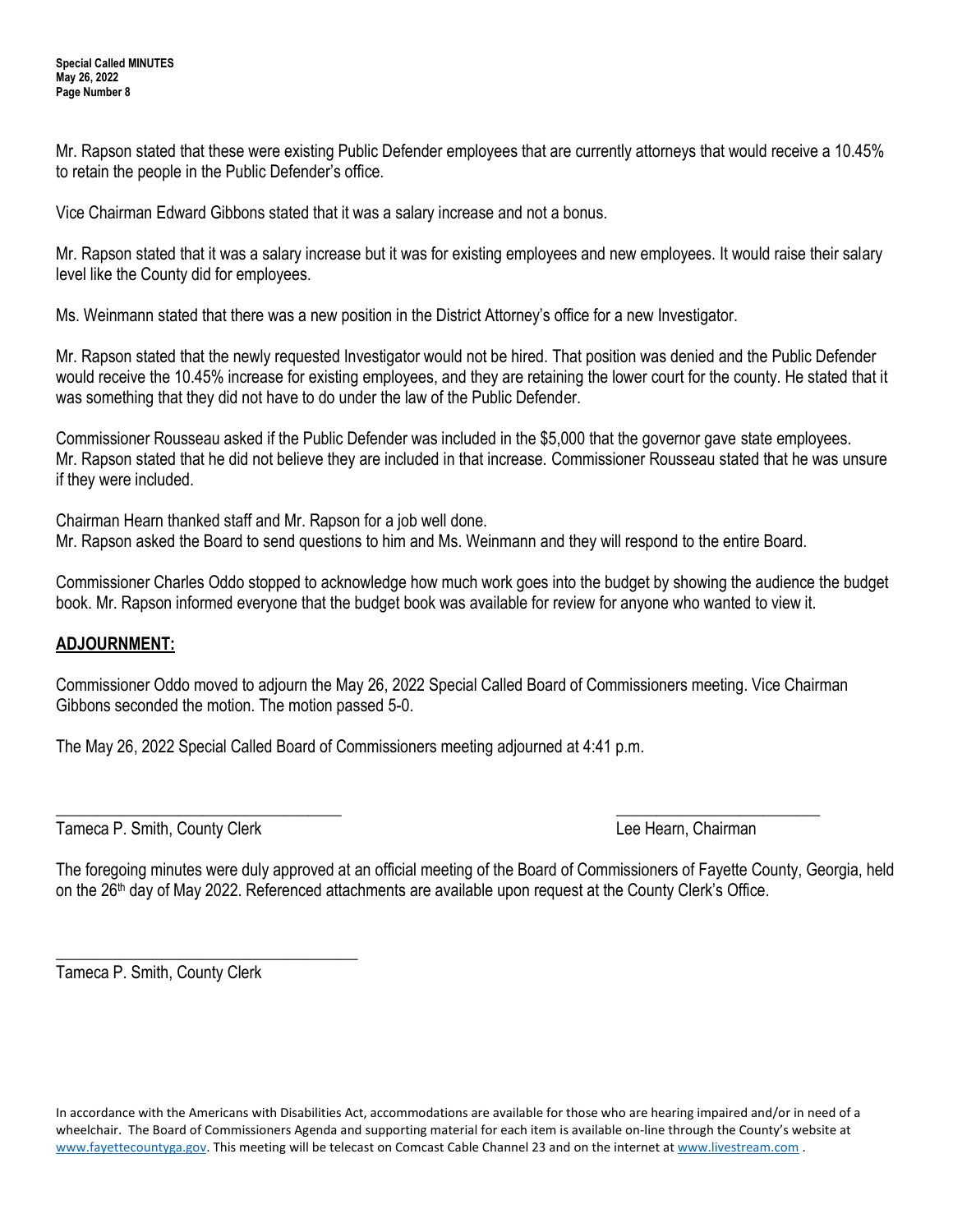Mr. Rapson stated that these were existing Public Defender employees that are currently attorneys that would receive a 10.45% to retain the people in the Public Defender's office.

Vice Chairman Edward Gibbons stated that it was a salary increase and not a bonus.

Mr. Rapson stated that it was a salary increase but it was for existing employees and new employees. It would raise their salary level like the County did for employees.

Ms. Weinmann stated that there was a new position in the District Attorney's office for a new Investigator.

Mr. Rapson stated that the newly requested Investigator would not be hired. That position was denied and the Public Defender would receive the 10.45% increase for existing employees, and they are retaining the lower court for the county. He stated that it was something that they did not have to do under the law of the Public Defender.

Commissioner Rousseau asked if the Public Defender was included in the $5,000 that the governor gave state employees. Mr. Rapson stated that he did not believe they are included in that increase. Commissioner Rousseau stated that he was unsure if they were included.

Chairman Hearn thanked staff and Mr. Rapson for a job well done.
Mr. Rapson asked the Board to send questions to him and Ms. Weinmann and they will respond to the entire Board.

Commissioner Charles Oddo stopped to acknowledge how much work goes into the budget by showing the audience the budget book. Mr. Rapson informed everyone that the budget book was available for review for anyone who wanted to view it.

**ADJOURNMENT:**

Commissioner Oddo moved to adjourn the May 26, 2022 Special Called Board of Commissioners meeting. Vice Chairman Gibbons seconded the motion. The motion passed 5-0.

The May 26, 2022 Special Called Board of Commissioners meeting adjourned at 4:41 p.m.

___________________________________ ___________________________

Tameca P. Smith, County Clerk Lee Hearn, Chairman

The foregoing minutes were duly approved at an official meeting of the Board of Commissioners of Fayette County, Georgia, held on the 26th day of May 2022. Referenced attachments are available upon request at the County Clerk's Office.

___________________________________

Tameca P. Smith, County Clerk

In accordance with the Americans with Disabilities Act, accommodations are available for those who are hearing impaired and/or in need of a wheelchair. The Board of Commissioners Agenda and supporting material for each item is available on-line through the County's website at www.fayettecountyga.gov. This meeting will be telecast on Comcast Cable Channel 23 and on the internet at www.livestream.com .